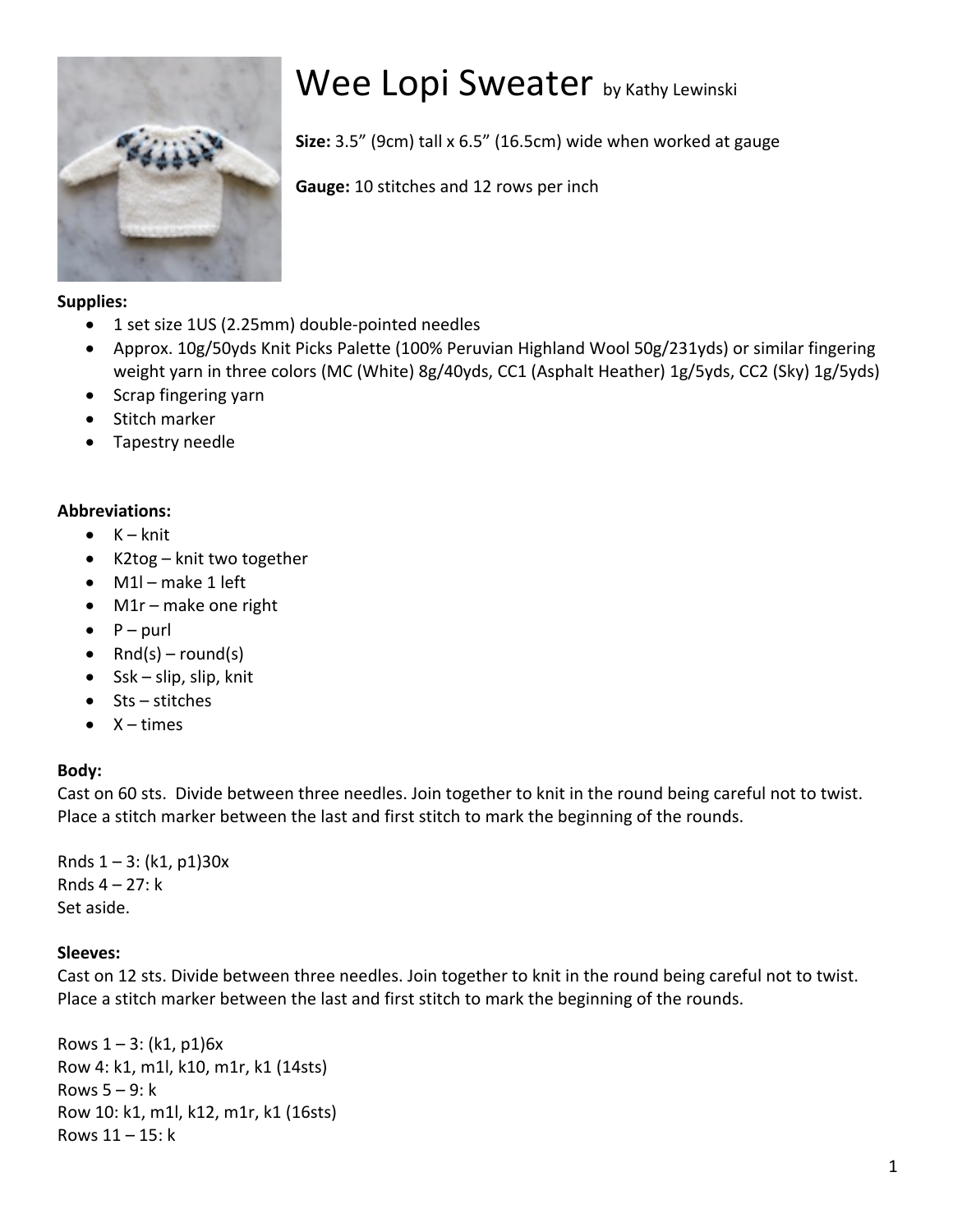# Wee Lopi Sweater by Kathy Lewinski

**Size:** 3.5" (9cm) tall x 6.5" (16.5cm) wide when worked at gauge

**Gauge:** 10 stitches and 12 rows per inch

**Supplies:**

- 1 set size 1US (2.25mm) double-pointed needles
- Approx. 10g/50yds Knit Picks Palette (100% Peruvian Highland Wool 50g/231yds) or similar fingering weight yarn in three colors (MC (White) 8g/40yds, CC1 (Asphalt Heather) 1g/5yds, CC2 (Sky) 1g/5yds)
- Scrap fingering yarn
- Stitch marker
- Tapestry needle

**Abbreviations:**

- K – knit
- K2tog – knit two together
- M1l – make 1 left
- M1r – make one right
- P – purl
- Rnd(s) – round(s)
- Ssk – slip, slip, knit
- Sts – stitches
- X – times

**Body:**

Cast on 60 sts. Divide between three needles. Join together to knit in the round being careful not to twist. Place a stitch marker between the last and first stitch to mark the beginning of the rounds.

Rnds 1 – 3: (k1, p1)30x
Rnds 4 – 27: k
Set aside.

**Sleeves:**

Cast on 12 sts. Divide between three needles. Join together to knit in the round being careful not to twist. Place a stitch marker between the last and first stitch to mark the beginning of the rounds.

Rows 1 – 3: (k1, p1)6x
Row 4: k1, m1l, k10, m1r, k1 (14sts)
Rows 5 – 9: k
Row 10: k1, m1l, k12, m1r, k1 (16sts)
Rows 11 – 15: k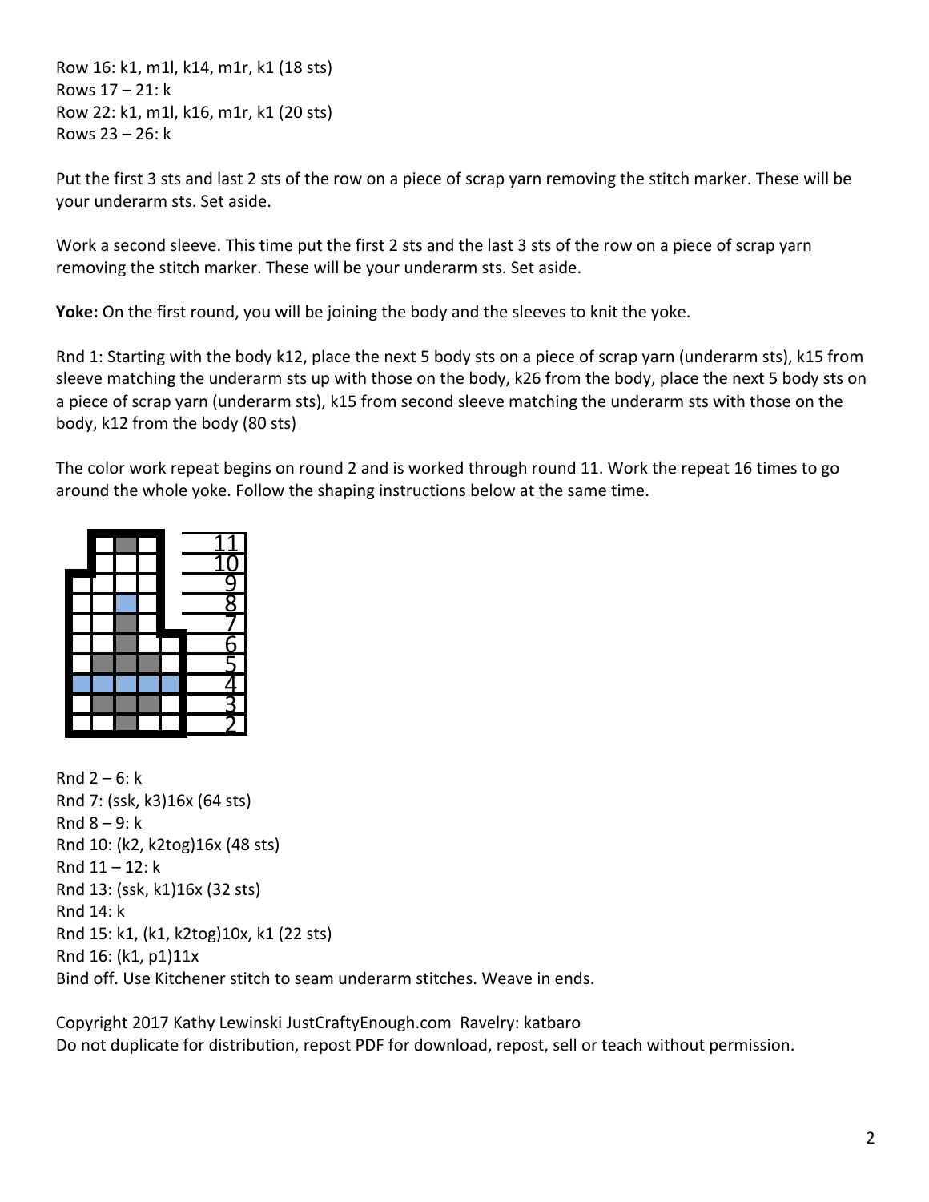Row 16: k1, m1l, k14, m1r, k1 (18 sts)
Rows 17 – 21: k
Row 22: k1, m1l, k16, m1r, k1 (20 sts)
Rows 23 – 26: k

Put the first 3 sts and last 2 sts of the row on a piece of scrap yarn removing the stitch marker. These will be your underarm sts. Set aside.

Work a second sleeve. This time put the first 2 sts and the last 3 sts of the row on a piece of scrap yarn removing the stitch marker. These will be your underarm sts. Set aside.

**Yoke:** On the first round, you will be joining the body and the sleeves to knit the yoke.

Rnd 1: Starting with the body k12, place the next 5 body sts on a piece of scrap yarn (underarm sts), k15 from sleeve matching the underarm sts up with those on the body, k26 from the body, place the next 5 body sts on a piece of scrap yarn (underarm sts), k15 from second sleeve matching the underarm sts with those on the body, k12 from the body (80 sts)

The color work repeat begins on round 2 and is worked through round 11. Work the repeat 16 times to go around the whole yoke. Follow the shaping instructions below at the same time.

11
10
9
8
7
6
5
4
3
2

Rnd 2 – 6: k
Rnd 7: (ssk, k3)16x (64 sts)
Rnd 8 – 9: k
Rnd 10: (k2, k2tog)16x (48 sts)
Rnd 11 – 12: k
Rnd 13: (ssk, k1)16x (32 sts)
Rnd 14: k
Rnd 15: k1, (k1, k2tog)10x, k1 (22 sts)
Rnd 16: (k1, p1)11x
Bind off. Use Kitchener stitch to seam underarm stitches. Weave in ends.

Copyright 2017 Kathy Lewinski JustCraftyEnough.com Ravelry: katbaro
Do not duplicate for distribution, repost PDF for download, repost, sell or teach without permission.